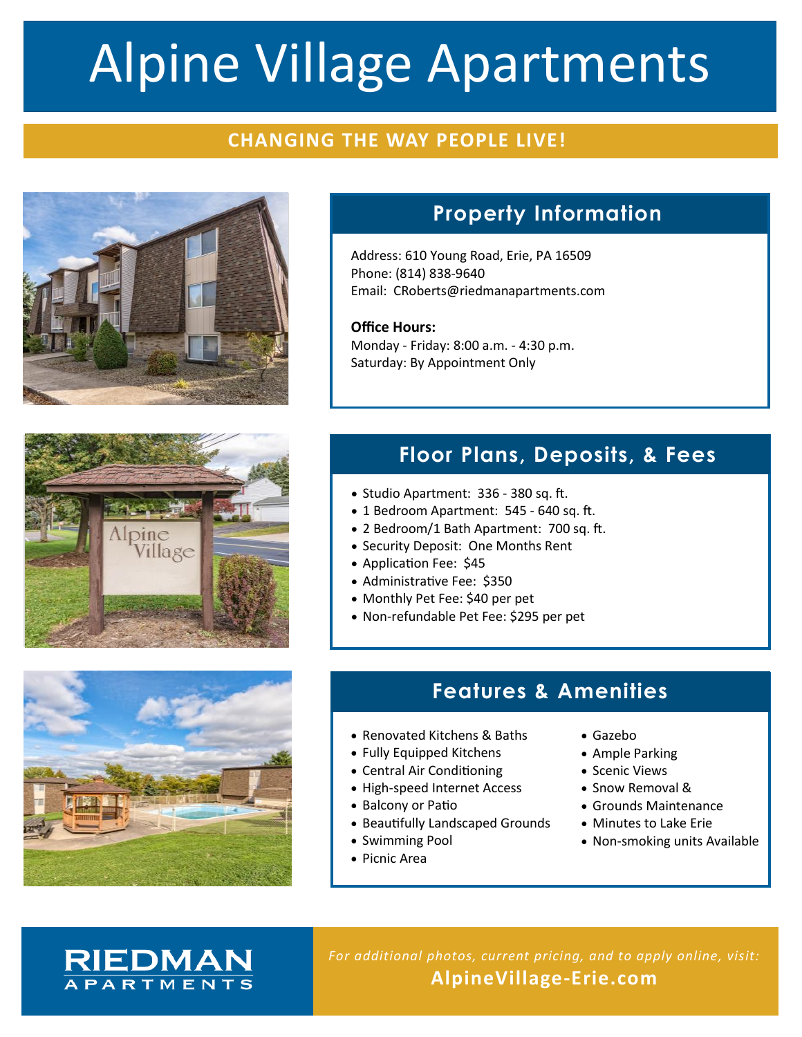# Alpine Village Apartments

**CHANGING THE WAY PEOPLE LIVE!**

## Property Information

Address: 610 Young Road, Erie, PA 16509
Phone: (814) 838-9640
Email: CRoberts@riedmanapartments.com

**Office Hours:**
Monday - Friday: 8:00 a.m. - 4:30 p.m.
Saturday: By Appointment Only

## Floor Plans, Deposits, & Fees

- Studio Apartment: 336 - 380 sq. ft.
- 1 Bedroom Apartment: 545 - 640 sq. ft.
- 2 Bedroom/1 Bath Apartment: 700 sq. ft.
- Security Deposit: One Months Rent
- Application Fee: $45
- Administrative Fee: $350
- Monthly Pet Fee: $40 per pet
- Non-refundable Pet Fee: $295 per pet

## Features & Amenities

- Renovated Kitchens & Baths
- Fully Equipped Kitchens
- Central Air Conditioning
- High-speed Internet Access
- Balcony or Patio
- Beautifully Landscaped Grounds
- Swimming Pool
- Picnic Area
- Gazebo
- Ample Parking
- Scenic Views
- Snow Removal &
- Grounds Maintenance
- Minutes to Lake Erie
- Non-smoking units Available

RIEDMAN APARTMENTS

*For additional photos, current pricing, and to apply online, visit:*
**AlpineVillage-Erie.com**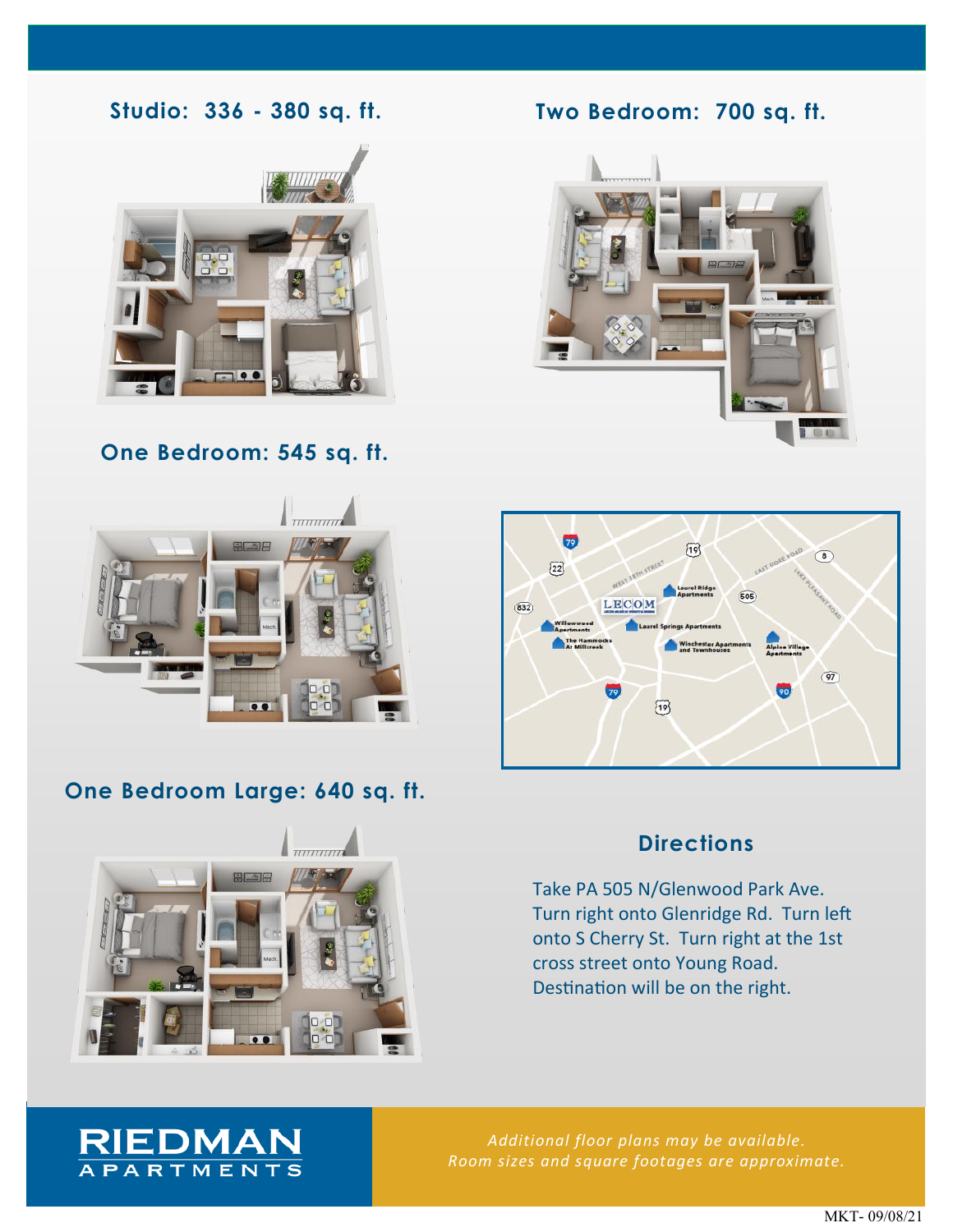## Studio: 336 - 380 sq. ft.

## Two Bedroom: 700 sq. ft.

## One Bedroom: 545 sq. ft.

## One Bedroom Large: 640 sq. ft.

## Directions

Take PA 505 N/Glenwood Park Ave. Turn right onto Glenridge Rd. Turn left onto S Cherry St. Turn right at the 1st cross street onto Young Road. Destination will be on the right.

**RIEDMAN APARTMENTS**

*Additional floor plans may be available.*
*Room sizes and square footages are approximate.*

MKT- 09/08/21